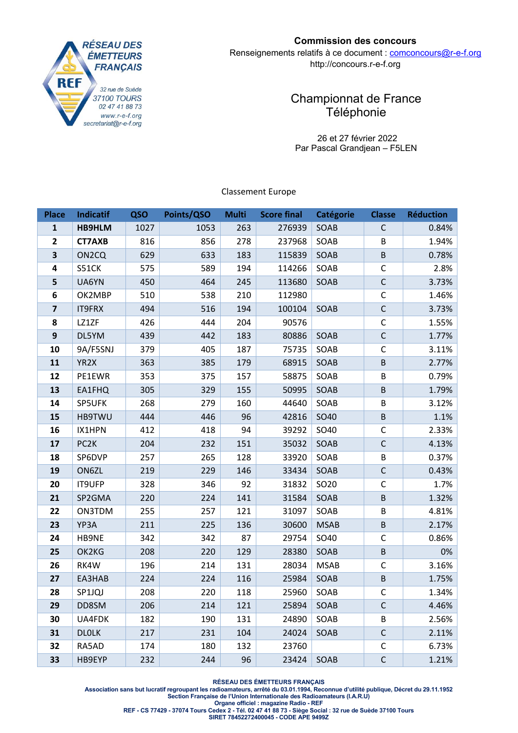RÉSEAU DES ÉMETTEURS FRANÇAIS
REF
32 rue de Suède
37100 TOURS
02 47 41 88 73
www.r-e-f.org
secretariat@r-e-f.org

**Commission des concours**
Renseignements relatifs à ce document : comconcours@r-e-f.org
http://concours.r-e-f.org

# Championnat de France Téléphonie

26 et 27 février 2022
Par Pascal Grandjean – F5LEN

## Classement Europe

| Place | Indicatif | QSO | Points/QSO | Multi | Score final | Catégorie | Classe | Réduction |
|---|---|---|---|---|---|---|---|---|
| 1 | **HB9HLM** | 1027 | 1053 | 263 | 276939 | SOAB | C | 0.84% |
| 2 | **CT7AXB** | 816 | 856 | 278 | 237968 | SOAB | B | 1.94% |
| 3 | ON2CQ | 629 | 633 | 183 | 115839 | SOAB | B | 0.78% |
| 4 | S51CK | 575 | 589 | 194 | 114266 | SOAB | C | 2.8% |
| 5 | UA6YN | 450 | 464 | 245 | 113680 | SOAB | C | 3.73% |
| 6 | OK2MBP | 510 | 538 | 210 | 112980 | | C | 1.46% |
| 7 | IT9FRX | 494 | 516 | 194 | 100104 | SOAB | C | 3.73% |
| 8 | LZ1ZF | 426 | 444 | 204 | 90576 | | C | 1.55% |
| 9 | DL5YM | 439 | 442 | 183 | 80886 | SOAB | C | 1.77% |
| 10 | 9A/F5SNJ | 379 | 405 | 187 | 75735 | SOAB | C | 3.11% |
| 11 | YR2X | 363 | 385 | 179 | 68915 | SOAB | B | 2.77% |
| 12 | PE1EWR | 353 | 375 | 157 | 58875 | SOAB | B | 0.79% |
| 13 | EA1FHQ | 305 | 329 | 155 | 50995 | SOAB | B | 1.79% |
| 14 | SP5UFK | 268 | 279 | 160 | 44640 | SOAB | B | 3.12% |
| 15 | HB9TWU | 444 | 446 | 96 | 42816 | SO40 | B | 1.1% |
| 16 | IX1HPN | 412 | 418 | 94 | 39292 | SO40 | C | 2.33% |
| 17 | PC2K | 204 | 232 | 151 | 35032 | SOAB | C | 4.13% |
| 18 | SP6DVP | 257 | 265 | 128 | 33920 | SOAB | B | 0.37% |
| 19 | ON6ZL | 219 | 229 | 146 | 33434 | SOAB | C | 0.43% |
| 20 | IT9UFP | 328 | 346 | 92 | 31832 | SO20 | C | 1.7% |
| 21 | SP2GMA | 220 | 224 | 141 | 31584 | SOAB | B | 1.32% |
| 22 | ON3TDM | 255 | 257 | 121 | 31097 | SOAB | B | 4.81% |
| 23 | YP3A | 211 | 225 | 136 | 30600 | MSAB | B | 2.17% |
| 24 | HB9NE | 342 | 342 | 87 | 29754 | SO40 | C | 0.86% |
| 25 | OK2KG | 208 | 220 | 129 | 28380 | SOAB | B | 0% |
| 26 | RK4W | 196 | 214 | 131 | 28034 | MSAB | C | 3.16% |
| 27 | EA3HAB | 224 | 224 | 116 | 25984 | SOAB | B | 1.75% |
| 28 | SP1JQJ | 208 | 220 | 118 | 25960 | SOAB | C | 1.34% |
| 29 | DD8SM | 206 | 214 | 121 | 25894 | SOAB | C | 4.46% |
| 30 | UA4FDK | 182 | 190 | 131 | 24890 | SOAB | B | 2.56% |
| 31 | DL0LK | 217 | 231 | 104 | 24024 | SOAB | C | 2.11% |
| 32 | RA5AD | 174 | 180 | 132 | 23760 | | C | 6.73% |
| 33 | HB9EYP | 232 | 244 | 96 | 23424 | SOAB | C | 1.21% |

**RÉSEAU DES ÉMETTEURS FRANÇAIS**
Association sans but lucratif regroupant les radioamateurs, arrêté du 03.01.1994, Reconnue d'utilité publique, Décret du 29.11.1952
Section Française de l'Union Internationale des Radioamateurs (I.A.R.U)
Organe officiel : magazine Radio - REF
REF - CS 77429 - 37074 Tours Cedex 2 - Tél. 02 47 41 88 73 - Siège Social : 32 rue de Suède 37100 Tours
SIRET 78452272400045 - CODE APE 9499Z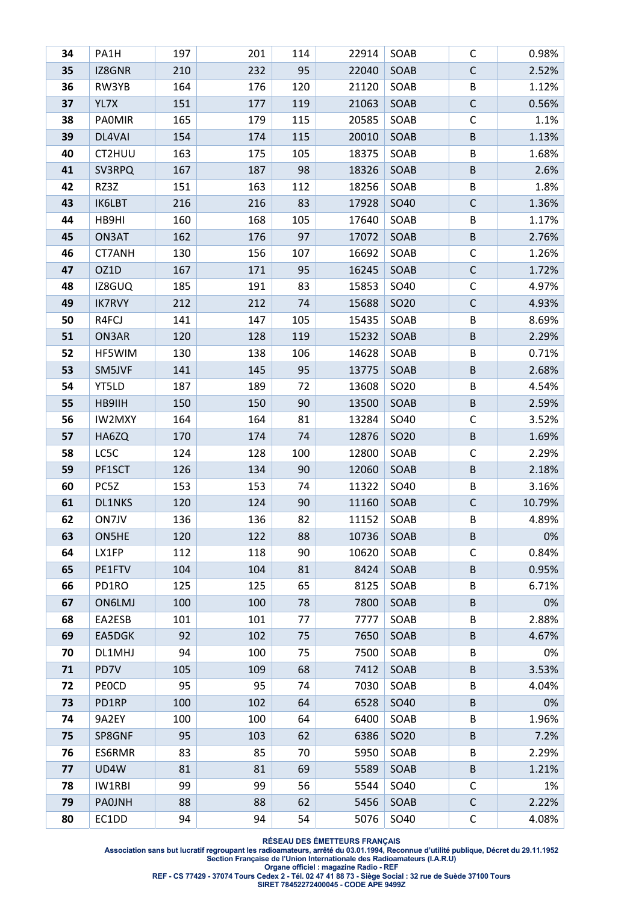| 34 | PA1H | 197 | 201 | 114 | 22914 | SOAB | C | 0.98% |
|---|---|---|---|---|---|---|---|---|
| 35 | IZ8GNR | 210 | 232 | 95 | 22040 | SOAB | C | 2.52% |
| 36 | RW3YB | 164 | 176 | 120 | 21120 | SOAB | B | 1.12% |
| 37 | YL7X | 151 | 177 | 119 | 21063 | SOAB | C | 0.56% |
| 38 | PA0MIR | 165 | 179 | 115 | 20585 | SOAB | C | 1.1% |
| 39 | DL4VAI | 154 | 174 | 115 | 20010 | SOAB | B | 1.13% |
| 40 | CT2HUU | 163 | 175 | 105 | 18375 | SOAB | B | 1.68% |
| 41 | SV3RPQ | 167 | 187 | 98 | 18326 | SOAB | B | 2.6% |
| 42 | RZ3Z | 151 | 163 | 112 | 18256 | SOAB | B | 1.8% |
| 43 | IK6LBT | 216 | 216 | 83 | 17928 | SO40 | C | 1.36% |
| 44 | HB9HI | 160 | 168 | 105 | 17640 | SOAB | B | 1.17% |
| 45 | ON3AT | 162 | 176 | 97 | 17072 | SOAB | B | 2.76% |
| 46 | CT7ANH | 130 | 156 | 107 | 16692 | SOAB | C | 1.26% |
| 47 | OZ1D | 167 | 171 | 95 | 16245 | SOAB | C | 1.72% |
| 48 | IZ8GUQ | 185 | 191 | 83 | 15853 | SO40 | C | 4.97% |
| 49 | IK7RVY | 212 | 212 | 74 | 15688 | SO20 | C | 4.93% |
| 50 | R4FCJ | 141 | 147 | 105 | 15435 | SOAB | B | 8.69% |
| 51 | ON3AR | 120 | 128 | 119 | 15232 | SOAB | B | 2.29% |
| 52 | HF5WIM | 130 | 138 | 106 | 14628 | SOAB | B | 0.71% |
| 53 | SM5JVF | 141 | 145 | 95 | 13775 | SOAB | B | 2.68% |
| 54 | YT5LD | 187 | 189 | 72 | 13608 | SO20 | B | 4.54% |
| 55 | HB9IIH | 150 | 150 | 90 | 13500 | SOAB | B | 2.59% |
| 56 | IW2MXY | 164 | 164 | 81 | 13284 | SO40 | C | 3.52% |
| 57 | HA6ZQ | 170 | 174 | 74 | 12876 | SO20 | B | 1.69% |
| 58 | LC5C | 124 | 128 | 100 | 12800 | SOAB | C | 2.29% |
| 59 | PF1SCT | 126 | 134 | 90 | 12060 | SOAB | B | 2.18% |
| 60 | PC5Z | 153 | 153 | 74 | 11322 | SO40 | B | 3.16% |
| 61 | DL1NKS | 120 | 124 | 90 | 11160 | SOAB | C | 10.79% |
| 62 | ON7JV | 136 | 136 | 82 | 11152 | SOAB | B | 4.89% |
| 63 | ON5HE | 120 | 122 | 88 | 10736 | SOAB | B | 0% |
| 64 | LX1FP | 112 | 118 | 90 | 10620 | SOAB | C | 0.84% |
| 65 | PE1FTV | 104 | 104 | 81 | 8424 | SOAB | B | 0.95% |
| 66 | PD1RO | 125 | 125 | 65 | 8125 | SOAB | B | 6.71% |
| 67 | ON6LMJ | 100 | 100 | 78 | 7800 | SOAB | B | 0% |
| 68 | EA2ESB | 101 | 101 | 77 | 7777 | SOAB | B | 2.88% |
| 69 | EA5DGK | 92 | 102 | 75 | 7650 | SOAB | B | 4.67% |
| 70 | DL1MHJ | 94 | 100 | 75 | 7500 | SOAB | B | 0% |
| 71 | PD7V | 105 | 109 | 68 | 7412 | SOAB | B | 3.53% |
| 72 | PE0CD | 95 | 95 | 74 | 7030 | SOAB | B | 4.04% |
| 73 | PD1RP | 100 | 102 | 64 | 6528 | SO40 | B | 0% |
| 74 | 9A2EY | 100 | 100 | 64 | 6400 | SOAB | B | 1.96% |
| 75 | SP8GNF | 95 | 103 | 62 | 6386 | SO20 | B | 7.2% |
| 76 | ES6RMR | 83 | 85 | 70 | 5950 | SOAB | B | 2.29% |
| 77 | UD4W | 81 | 81 | 69 | 5589 | SOAB | B | 1.21% |
| 78 | IW1RBI | 99 | 99 | 56 | 5544 | SO40 | C | 1% |
| 79 | PA0JNH | 88 | 88 | 62 | 5456 | SOAB | C | 2.22% |
| 80 | EC1DD | 94 | 94 | 54 | 5076 | SO40 | C | 4.08% |

**RÉSEAU DES ÉMETTEURS FRANÇAIS**
**Association sans but lucratif regroupant les radioamateurs, arrêté du 03.01.1994, Reconnue d'utilité publique, Décret du 29.11.1952**
**Section Française de l'Union Internationale des Radioamateurs (I.A.R.U)**
**Organe officiel : magazine Radio - REF**
**REF - CS 77429 - 37074 Tours Cedex 2 - Tél. 02 47 41 88 73 - Siège Social : 32 rue de Suède 37100 Tours**
**SIRET 78452272400045 - CODE APE 9499Z**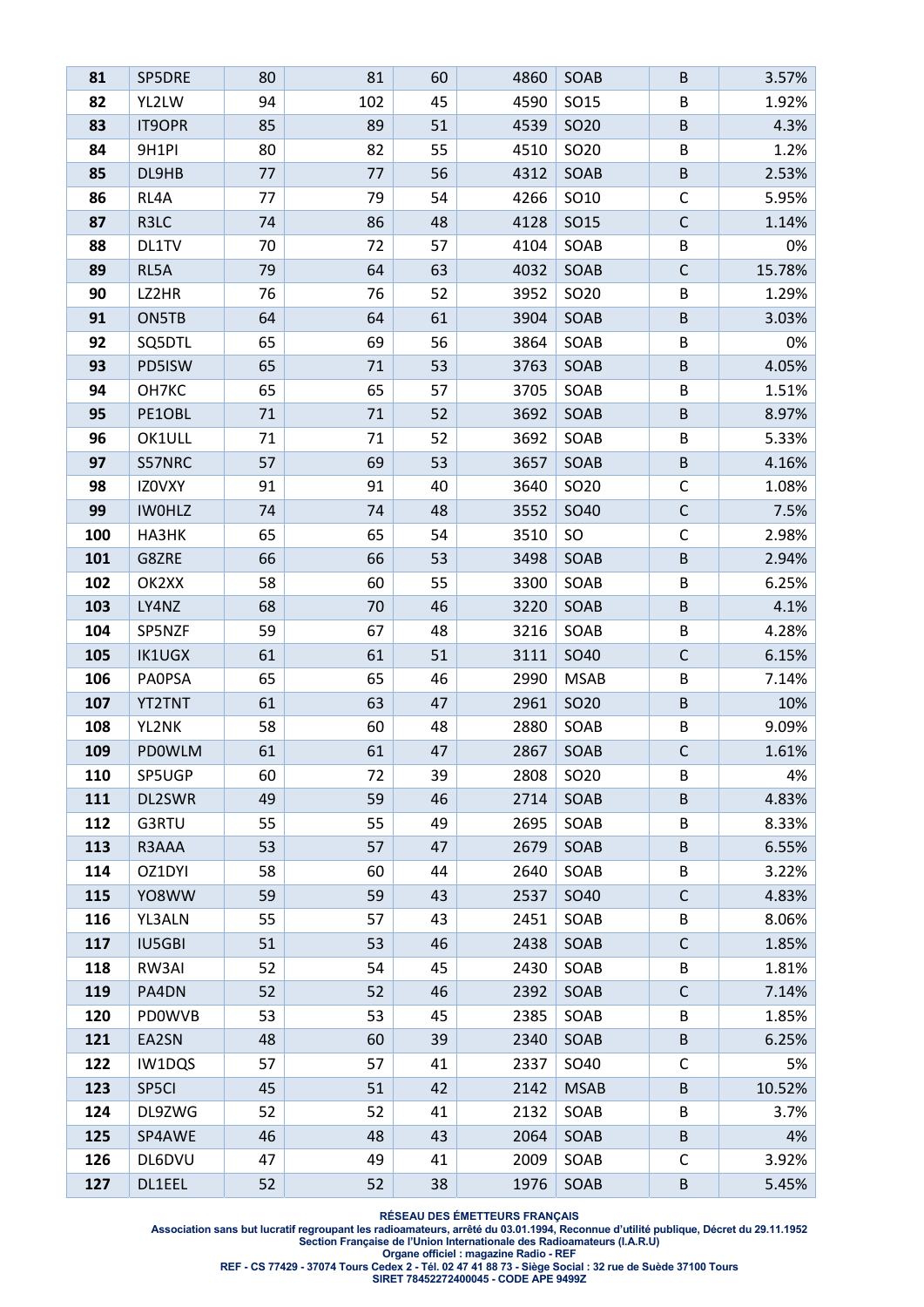| 81 | SP5DRE | 80 | 81 | 60 | 4860 | SOAB | B | 3.57% |
|---|---|---|---|---|---|---|---|---|
| 82 | YL2LW | 94 | 102 | 45 | 4590 | SO15 | B | 1.92% |
| 83 | IT9OPR | 85 | 89 | 51 | 4539 | SO20 | B | 4.3% |
| 84 | 9H1PI | 80 | 82 | 55 | 4510 | SO20 | B | 1.2% |
| 85 | DL9HB | 77 | 77 | 56 | 4312 | SOAB | B | 2.53% |
| 86 | RL4A | 77 | 79 | 54 | 4266 | SO10 | C | 5.95% |
| 87 | R3LC | 74 | 86 | 48 | 4128 | SO15 | C | 1.14% |
| 88 | DL1TV | 70 | 72 | 57 | 4104 | SOAB | B | 0% |
| 89 | RL5A | 79 | 64 | 63 | 4032 | SOAB | C | 15.78% |
| 90 | LZ2HR | 76 | 76 | 52 | 3952 | SO20 | B | 1.29% |
| 91 | ON5TB | 64 | 64 | 61 | 3904 | SOAB | B | 3.03% |
| 92 | SQ5DTL | 65 | 69 | 56 | 3864 | SOAB | B | 0% |
| 93 | PD5ISW | 65 | 71 | 53 | 3763 | SOAB | B | 4.05% |
| 94 | OH7KC | 65 | 65 | 57 | 3705 | SOAB | B | 1.51% |
| 95 | PE1OBL | 71 | 71 | 52 | 3692 | SOAB | B | 8.97% |
| 96 | OK1ULL | 71 | 71 | 52 | 3692 | SOAB | B | 5.33% |
| 97 | S57NRC | 57 | 69 | 53 | 3657 | SOAB | B | 4.16% |
| 98 | IZ0VXY | 91 | 91 | 40 | 3640 | SO20 | C | 1.08% |
| 99 | IW0HLZ | 74 | 74 | 48 | 3552 | SO40 | C | 7.5% |
| 100 | HA3HK | 65 | 65 | 54 | 3510 | SO | C | 2.98% |
| 101 | G8ZRE | 66 | 66 | 53 | 3498 | SOAB | B | 2.94% |
| 102 | OK2XX | 58 | 60 | 55 | 3300 | SOAB | B | 6.25% |
| 103 | LY4NZ | 68 | 70 | 46 | 3220 | SOAB | B | 4.1% |
| 104 | SP5NZF | 59 | 67 | 48 | 3216 | SOAB | B | 4.28% |
| 105 | IK1UGX | 61 | 61 | 51 | 3111 | SO40 | C | 6.15% |
| 106 | PA0PSA | 65 | 65 | 46 | 2990 | MSAB | B | 7.14% |
| 107 | YT2TNT | 61 | 63 | 47 | 2961 | SO20 | B | 10% |
| 108 | YL2NK | 58 | 60 | 48 | 2880 | SOAB | B | 9.09% |
| 109 | PD0WLM | 61 | 61 | 47 | 2867 | SOAB | C | 1.61% |
| 110 | SP5UGP | 60 | 72 | 39 | 2808 | SO20 | B | 4% |
| 111 | DL2SWR | 49 | 59 | 46 | 2714 | SOAB | B | 4.83% |
| 112 | G3RTU | 55 | 55 | 49 | 2695 | SOAB | B | 8.33% |
| 113 | R3AAA | 53 | 57 | 47 | 2679 | SOAB | B | 6.55% |
| 114 | OZ1DYI | 58 | 60 | 44 | 2640 | SOAB | B | 3.22% |
| 115 | YO8WW | 59 | 59 | 43 | 2537 | SO40 | C | 4.83% |
| 116 | YL3ALN | 55 | 57 | 43 | 2451 | SOAB | B | 8.06% |
| 117 | IU5GBI | 51 | 53 | 46 | 2438 | SOAB | C | 1.85% |
| 118 | RW3AI | 52 | 54 | 45 | 2430 | SOAB | B | 1.81% |
| 119 | PA4DN | 52 | 52 | 46 | 2392 | SOAB | C | 7.14% |
| 120 | PD0WVB | 53 | 53 | 45 | 2385 | SOAB | B | 1.85% |
| 121 | EA2SN | 48 | 60 | 39 | 2340 | SOAB | B | 6.25% |
| 122 | IW1DQS | 57 | 57 | 41 | 2337 | SO40 | C | 5% |
| 123 | SP5CI | 45 | 51 | 42 | 2142 | MSAB | B | 10.52% |
| 124 | DL9ZWG | 52 | 52 | 41 | 2132 | SOAB | B | 3.7% |
| 125 | SP4AWE | 46 | 48 | 43 | 2064 | SOAB | B | 4% |
| 126 | DL6DVU | 47 | 49 | 41 | 2009 | SOAB | C | 3.92% |
| 127 | DL1EEL | 52 | 52 | 38 | 1976 | SOAB | B | 5.45% |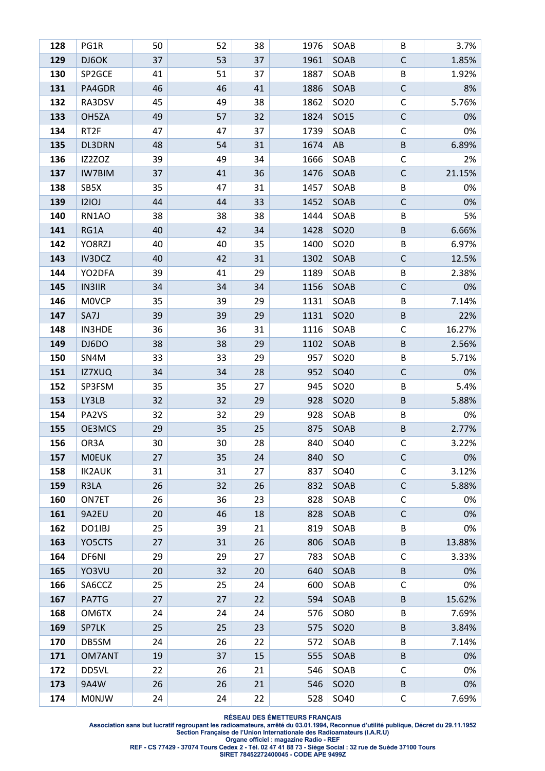| 128 | PG1R | 50 | 52 | 38 | 1976 | SOAB | B | 3.7% |
|---|---|---|---|---|---|---|---|---|
| 129 | DJ6OK | 37 | 53 | 37 | 1961 | SOAB | C | 1.85% |
| 130 | SP2GCE | 41 | 51 | 37 | 1887 | SOAB | B | 1.92% |
| 131 | PA4GDR | 46 | 46 | 41 | 1886 | SOAB | C | 8% |
| 132 | RA3DSV | 45 | 49 | 38 | 1862 | SO20 | C | 5.76% |
| 133 | OH5ZA | 49 | 57 | 32 | 1824 | SO15 | C | 0% |
| 134 | RT2F | 47 | 47 | 37 | 1739 | SOAB | C | 0% |
| 135 | DL3DRN | 48 | 54 | 31 | 1674 | AB | B | 6.89% |
| 136 | IZ2ZOZ | 39 | 49 | 34 | 1666 | SOAB | C | 2% |
| 137 | IW7BIM | 37 | 41 | 36 | 1476 | SOAB | C | 21.15% |
| 138 | SB5X | 35 | 47 | 31 | 1457 | SOAB | B | 0% |
| 139 | I2IOJ | 44 | 44 | 33 | 1452 | SOAB | C | 0% |
| 140 | RN1AO | 38 | 38 | 38 | 1444 | SOAB | B | 5% |
| 141 | RG1A | 40 | 42 | 34 | 1428 | SO20 | B | 6.66% |
| 142 | YO8RZJ | 40 | 40 | 35 | 1400 | SO20 | B | 6.97% |
| 143 | IV3DCZ | 40 | 42 | 31 | 1302 | SOAB | C | 12.5% |
| 144 | YO2DFA | 39 | 41 | 29 | 1189 | SOAB | B | 2.38% |
| 145 | IN3IIR | 34 | 34 | 34 | 1156 | SOAB | C | 0% |
| 146 | M0VCP | 35 | 39 | 29 | 1131 | SOAB | B | 7.14% |
| 147 | SA7J | 39 | 39 | 29 | 1131 | SO20 | B | 22% |
| 148 | IN3HDE | 36 | 36 | 31 | 1116 | SOAB | C | 16.27% |
| 149 | DJ6DO | 38 | 38 | 29 | 1102 | SOAB | B | 2.56% |
| 150 | SN4M | 33 | 33 | 29 | 957 | SO20 | B | 5.71% |
| 151 | IZ7XUQ | 34 | 34 | 28 | 952 | SO40 | C | 0% |
| 152 | SP3FSM | 35 | 35 | 27 | 945 | SO20 | B | 5.4% |
| 153 | LY3LB | 32 | 32 | 29 | 928 | SO20 | B | 5.88% |
| 154 | PA2VS | 32 | 32 | 29 | 928 | SOAB | B | 0% |
| 155 | OE3MCS | 29 | 35 | 25 | 875 | SOAB | B | 2.77% |
| 156 | OR3A | 30 | 30 | 28 | 840 | SO40 | C | 3.22% |
| 157 | M0EUK | 27 | 35 | 24 | 840 | SO | C | 0% |
| 158 | IK2AUK | 31 | 31 | 27 | 837 | SO40 | C | 3.12% |
| 159 | R3LA | 26 | 32 | 26 | 832 | SOAB | C | 5.88% |
| 160 | ON7ET | 26 | 36 | 23 | 828 | SOAB | C | 0% |
| 161 | 9A2EU | 20 | 46 | 18 | 828 | SOAB | C | 0% |
| 162 | DO1IBJ | 25 | 39 | 21 | 819 | SOAB | B | 0% |
| 163 | YO5CTS | 27 | 31 | 26 | 806 | SOAB | B | 13.88% |
| 164 | DF6NI | 29 | 29 | 27 | 783 | SOAB | C | 3.33% |
| 165 | YO3VU | 20 | 32 | 20 | 640 | SOAB | B | 0% |
| 166 | SA6CCZ | 25 | 25 | 24 | 600 | SOAB | C | 0% |
| 167 | PA7TG | 27 | 27 | 22 | 594 | SOAB | B | 15.62% |
| 168 | OM6TX | 24 | 24 | 24 | 576 | SO80 | B | 7.69% |
| 169 | SP7LK | 25 | 25 | 23 | 575 | SO20 | B | 3.84% |
| 170 | DB5SM | 24 | 26 | 22 | 572 | SOAB | B | 7.14% |
| 171 | OM7ANT | 19 | 37 | 15 | 555 | SOAB | B | 0% |
| 172 | DD5VL | 22 | 26 | 21 | 546 | SOAB | C | 0% |
| 173 | 9A4W | 26 | 26 | 21 | 546 | SO20 | B | 0% |
| 174 | M0NJW | 24 | 24 | 22 | 528 | SO40 | C | 7.69% |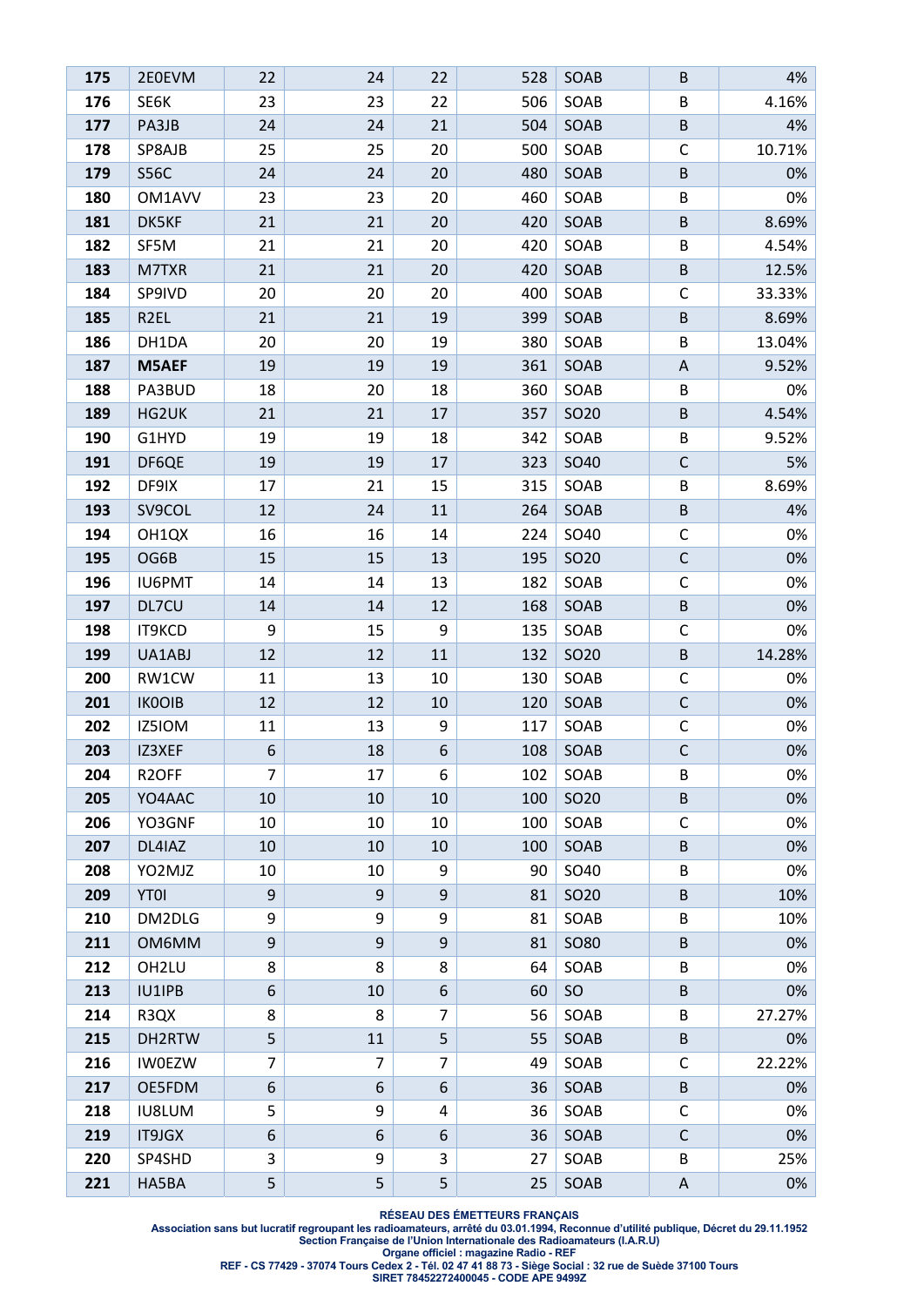| 175 | 2E0EVM | 22 | 24 | 22 | 528 | SOAB | B | 4% |
|---|---|---|---|---|---|---|---|---|
| 176 | SE6K | 23 | 23 | 22 | 506 | SOAB | B | 4.16% |
| 177 | PA3JB | 24 | 24 | 21 | 504 | SOAB | B | 4% |
| 178 | SP8AJB | 25 | 25 | 20 | 500 | SOAB | C | 10.71% |
| 179 | S56C | 24 | 24 | 20 | 480 | SOAB | B | 0% |
| 180 | OM1AVV | 23 | 23 | 20 | 460 | SOAB | B | 0% |
| 181 | DK5KF | 21 | 21 | 20 | 420 | SOAB | B | 8.69% |
| 182 | SF5M | 21 | 21 | 20 | 420 | SOAB | B | 4.54% |
| 183 | M7TXR | 21 | 21 | 20 | 420 | SOAB | B | 12.5% |
| 184 | SP9IVD | 20 | 20 | 20 | 400 | SOAB | C | 33.33% |
| 185 | R2EL | 21 | 21 | 19 | 399 | SOAB | B | 8.69% |
| 186 | DH1DA | 20 | 20 | 19 | 380 | SOAB | B | 13.04% |
| 187 | **M5AEF** | 19 | 19 | 19 | 361 | SOAB | A | 9.52% |
| 188 | PA3BUD | 18 | 20 | 18 | 360 | SOAB | B | 0% |
| 189 | HG2UK | 21 | 21 | 17 | 357 | SO20 | B | 4.54% |
| 190 | G1HYD | 19 | 19 | 18 | 342 | SOAB | B | 9.52% |
| 191 | DF6QE | 19 | 19 | 17 | 323 | SO40 | C | 5% |
| 192 | DF9IX | 17 | 21 | 15 | 315 | SOAB | B | 8.69% |
| 193 | SV9COL | 12 | 24 | 11 | 264 | SOAB | B | 4% |
| 194 | OH1QX | 16 | 16 | 14 | 224 | SO40 | C | 0% |
| 195 | OG6B | 15 | 15 | 13 | 195 | SO20 | C | 0% |
| 196 | IU6PMT | 14 | 14 | 13 | 182 | SOAB | C | 0% |
| 197 | DL7CU | 14 | 14 | 12 | 168 | SOAB | B | 0% |
| 198 | IT9KCD | 9 | 15 | 9 | 135 | SOAB | C | 0% |
| 199 | UA1ABJ | 12 | 12 | 11 | 132 | SO20 | B | 14.28% |
| 200 | RW1CW | 11 | 13 | 10 | 130 | SOAB | C | 0% |
| 201 | IK0OIB | 12 | 12 | 10 | 120 | SOAB | C | 0% |
| 202 | IZ5IOM | 11 | 13 | 9 | 117 | SOAB | C | 0% |
| 203 | IZ3XEF | 6 | 18 | 6 | 108 | SOAB | C | 0% |
| 204 | R2OFF | 7 | 17 | 6 | 102 | SOAB | B | 0% |
| 205 | YO4AAC | 10 | 10 | 10 | 100 | SO20 | B | 0% |
| 206 | YO3GNF | 10 | 10 | 10 | 100 | SOAB | C | 0% |
| 207 | DL4IAZ | 10 | 10 | 10 | 100 | SOAB | B | 0% |
| 208 | YO2MJZ | 10 | 10 | 9 | 90 | SO40 | B | 0% |
| 209 | YT0I | 9 | 9 | 9 | 81 | SO20 | B | 10% |
| 210 | DM2DLG | 9 | 9 | 9 | 81 | SOAB | B | 10% |
| 211 | OM6MM | 9 | 9 | 9 | 81 | SO80 | B | 0% |
| 212 | OH2LU | 8 | 8 | 8 | 64 | SOAB | B | 0% |
| 213 | IU1IPB | 6 | 10 | 6 | 60 | SO | B | 0% |
| 214 | R3QX | 8 | 8 | 7 | 56 | SOAB | B | 27.27% |
| 215 | DH2RTW | 5 | 11 | 5 | 55 | SOAB | B | 0% |
| 216 | IW0EZW | 7 | 7 | 7 | 49 | SOAB | C | 22.22% |
| 217 | OE5FDM | 6 | 6 | 6 | 36 | SOAB | B | 0% |
| 218 | IU8LUM | 5 | 9 | 4 | 36 | SOAB | C | 0% |
| 219 | IT9JGX | 6 | 6 | 6 | 36 | SOAB | C | 0% |
| 220 | SP4SHD | 3 | 9 | 3 | 27 | SOAB | B | 25% |
| 221 | HA5BA | 5 | 5 | 5 | 25 | SOAB | A | 0% |

**RÉSEAU DES ÉMETTEURS FRANÇAIS**
**Association sans but lucratif regroupant les radioamateurs, arrêté du 03.01.1994, Reconnue d'utilité publique, Décret du 29.11.1952**
**Section Française de l'Union Internationale des Radioamateurs (I.A.R.U)**
**Organe officiel : magazine Radio - REF**
**REF - CS 77429 - 37074 Tours Cedex 2 - Tél. 02 47 41 88 73 - Siège Social : 32 rue de Suède 37100 Tours**
**SIRET 78452272400045 - CODE APE 9499Z**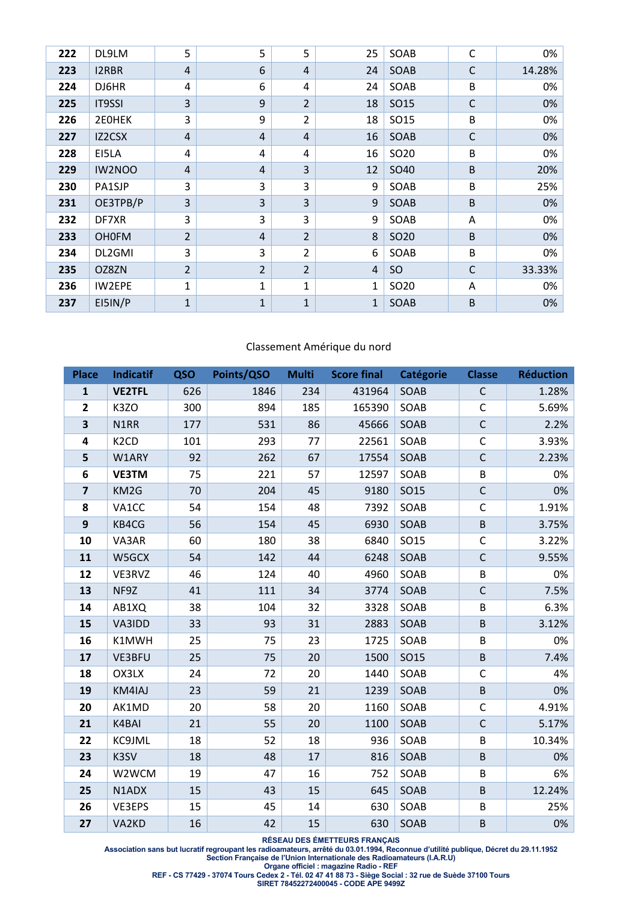| 222 | DL9LM | 5 | 5 | 5 | 25 | SOAB | C | 0% |
|---|---|---|---|---|---|---|---|---|
| 223 | I2RBR | 4 | 6 | 4 | 24 | SOAB | C | 14.28% |
| 224 | DJ6HR | 4 | 6 | 4 | 24 | SOAB | B | 0% |
| 225 | IT9SSI | 3 | 9 | 2 | 18 | SO15 | C | 0% |
| 226 | 2E0HEK | 3 | 9 | 2 | 18 | SO15 | B | 0% |
| 227 | IZ2CSX | 4 | 4 | 4 | 16 | SOAB | C | 0% |
| 228 | EI5LA | 4 | 4 | 4 | 16 | SO20 | B | 0% |
| 229 | IW2NOO | 4 | 4 | 3 | 12 | SO40 | B | 20% |
| 230 | PA1SJP | 3 | 3 | 3 | 9 | SOAB | B | 25% |
| 231 | OE3TPB/P | 3 | 3 | 3 | 9 | SOAB | B | 0% |
| 232 | DF7XR | 3 | 3 | 3 | 9 | SOAB | A | 0% |
| 233 | OH0FM | 2 | 4 | 2 | 8 | SO20 | B | 0% |
| 234 | DL2GMI | 3 | 3 | 2 | 6 | SOAB | B | 0% |
| 235 | OZ8ZN | 2 | 2 | 2 | 4 | SO | C | 33.33% |
| 236 | IW2EPE | 1 | 1 | 1 | 1 | SO20 | A | 0% |
| 237 | EI5IN/P | 1 | 1 | 1 | 1 | SOAB | B | 0% |

Classement Amérique du nord

| Place | Indicatif | QSO | Points/QSO | Multi | Score final | Catégorie | Classe | Réduction |
|---|---|---|---|---|---|---|---|---|
| 1 | **VE2TFL** | 626 | 1846 | 234 | 431964 | SOAB | C | 1.28% |
| 2 | K3ZO | 300 | 894 | 185 | 165390 | SOAB | C | 5.69% |
| 3 | N1RR | 177 | 531 | 86 | 45666 | SOAB | C | 2.2% |
| 4 | K2CD | 101 | 293 | 77 | 22561 | SOAB | C | 3.93% |
| 5 | W1ARY | 92 | 262 | 67 | 17554 | SOAB | C | 2.23% |
| 6 | **VE3TM** | 75 | 221 | 57 | 12597 | SOAB | B | 0% |
| 7 | KM2G | 70 | 204 | 45 | 9180 | SO15 | C | 0% |
| 8 | VA1CC | 54 | 154 | 48 | 7392 | SOAB | C | 1.91% |
| 9 | KB4CG | 56 | 154 | 45 | 6930 | SOAB | B | 3.75% |
| 10 | VA3AR | 60 | 180 | 38 | 6840 | SO15 | C | 3.22% |
| 11 | W5GCX | 54 | 142 | 44 | 6248 | SOAB | C | 9.55% |
| 12 | VE3RVZ | 46 | 124 | 40 | 4960 | SOAB | B | 0% |
| 13 | NF9Z | 41 | 111 | 34 | 3774 | SOAB | C | 7.5% |
| 14 | AB1XQ | 38 | 104 | 32 | 3328 | SOAB | B | 6.3% |
| 15 | VA3IDD | 33 | 93 | 31 | 2883 | SOAB | B | 3.12% |
| 16 | K1MWH | 25 | 75 | 23 | 1725 | SOAB | B | 0% |
| 17 | VE3BFU | 25 | 75 | 20 | 1500 | SO15 | B | 7.4% |
| 18 | OX3LX | 24 | 72 | 20 | 1440 | SOAB | C | 4% |
| 19 | KM4IAJ | 23 | 59 | 21 | 1239 | SOAB | B | 0% |
| 20 | AK1MD | 20 | 58 | 20 | 1160 | SOAB | C | 4.91% |
| 21 | K4BAI | 21 | 55 | 20 | 1100 | SOAB | C | 5.17% |
| 22 | KC9JML | 18 | 52 | 18 | 936 | SOAB | B | 10.34% |
| 23 | K3SV | 18 | 48 | 17 | 816 | SOAB | B | 0% |
| 24 | W2WCM | 19 | 47 | 16 | 752 | SOAB | B | 6% |
| 25 | N1ADX | 15 | 43 | 15 | 645 | SOAB | B | 12.24% |
| 26 | VE3EPS | 15 | 45 | 14 | 630 | SOAB | B | 25% |
| 27 | VA2KD | 16 | 42 | 15 | 630 | SOAB | B | 0% |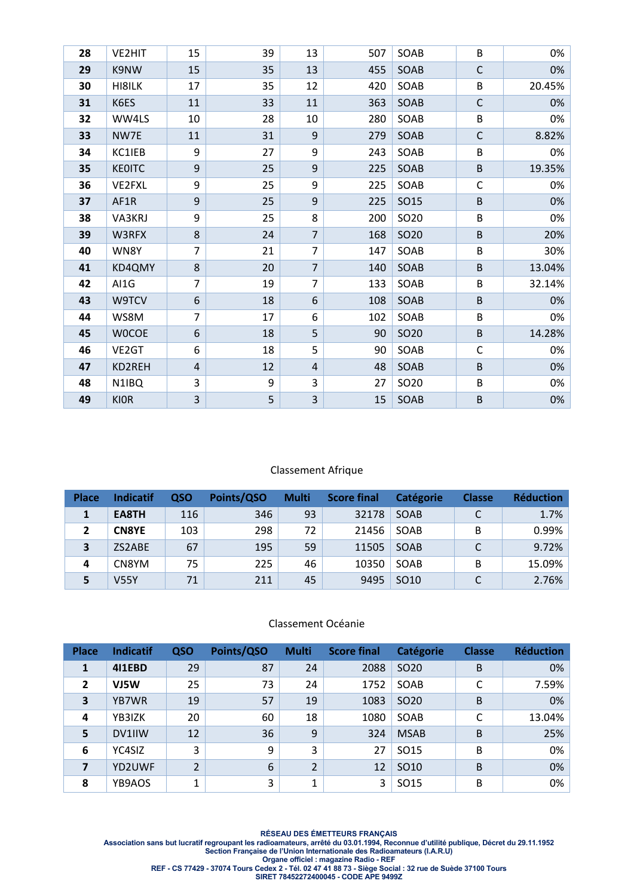| | | | | | | | | |
|---|---|---|---|---|---|---|---|---|
| **28** | VE2HIT | 15 | 39 | 13 | 507 | SOAB | B | 0% |
| **29** | K9NW | 15 | 35 | 13 | 455 | SOAB | C | 0% |
| **30** | HI8ILK | 17 | 35 | 12 | 420 | SOAB | B | 20.45% |
| **31** | K6ES | 11 | 33 | 11 | 363 | SOAB | C | 0% |
| **32** | WW4LS | 10 | 28 | 10 | 280 | SOAB | B | 0% |
| **33** | NW7E | 11 | 31 | 9 | 279 | SOAB | C | 8.82% |
| **34** | KC1IEB | 9 | 27 | 9 | 243 | SOAB | B | 0% |
| **35** | KE0ITC | 9 | 25 | 9 | 225 | SOAB | B | 19.35% |
| **36** | VE2FXL | 9 | 25 | 9 | 225 | SOAB | C | 0% |
| **37** | AF1R | 9 | 25 | 9 | 225 | SO15 | B | 0% |
| **38** | VA3KRJ | 9 | 25 | 8 | 200 | SO20 | B | 0% |
| **39** | W3RFX | 8 | 24 | 7 | 168 | SO20 | B | 20% |
| **40** | WN8Y | 7 | 21 | 7 | 147 | SOAB | B | 30% |
| **41** | KD4QMY | 8 | 20 | 7 | 140 | SOAB | B | 13.04% |
| **42** | AI1G | 7 | 19 | 7 | 133 | SOAB | B | 32.14% |
| **43** | W9TCV | 6 | 18 | 6 | 108 | SOAB | B | 0% |
| **44** | WS8M | 7 | 17 | 6 | 102 | SOAB | B | 0% |
| **45** | W0COE | 6 | 18 | 5 | 90 | SO20 | B | 14.28% |
| **46** | VE2GT | 6 | 18 | 5 | 90 | SOAB | C | 0% |
| **47** | KD2REH | 4 | 12 | 4 | 48 | SOAB | B | 0% |
| **48** | N1IBQ | 3 | 9 | 3 | 27 | SO20 | B | 0% |
| **49** | KI0R | 3 | 5 | 3 | 15 | SOAB | B | 0% |

Classement Afrique

| Place | Indicatif | QSO | Points/QSO | Multi | Score final | Catégorie | Classe | Réduction |
|---|---|---|---|---|---|---|---|---|
| 1 | **EA8TH** | 116 | 346 | 93 | 32178 | SOAB | C | 1.7% |
| 2 | **CN8YE** | 103 | 298 | 72 | 21456 | SOAB | B | 0.99% |
| 3 | ZS2ABE | 67 | 195 | 59 | 11505 | SOAB | C | 9.72% |
| 4 | CN8YM | 75 | 225 | 46 | 10350 | SOAB | B | 15.09% |
| 5 | V55Y | 71 | 211 | 45 | 9495 | SO10 | C | 2.76% |

Classement Océanie

| Place | Indicatif | QSO | Points/QSO | Multi | Score final | Catégorie | Classe | Réduction |
|---|---|---|---|---|---|---|---|---|
| 1 | **4I1EBD** | 29 | 87 | 24 | 2088 | SO20 | B | 0% |
| 2 | **VJ5W** | 25 | 73 | 24 | 1752 | SOAB | C | 7.59% |
| 3 | YB7WR | 19 | 57 | 19 | 1083 | SO20 | B | 0% |
| 4 | YB3IZK | 20 | 60 | 18 | 1080 | SOAB | C | 13.04% |
| 5 | DV1IIW | 12 | 36 | 9 | 324 | MSAB | B | 25% |
| 6 | YC4SIZ | 3 | 9 | 3 | 27 | SO15 | B | 0% |
| 7 | YD2UWF | 2 | 6 | 2 | 12 | SO10 | B | 0% |
| 8 | YB9AOS | 1 | 3 | 1 | 3 | SO15 | B | 0% |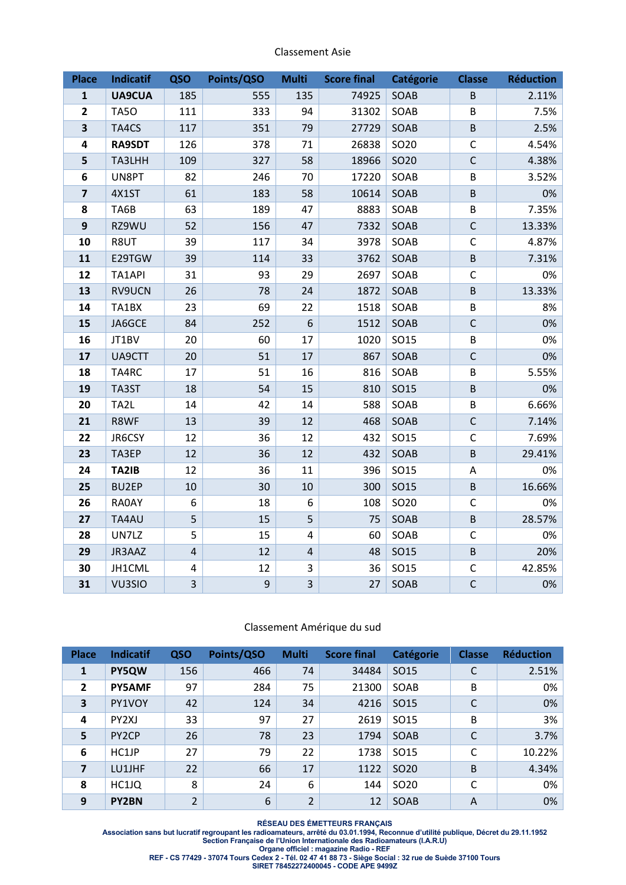## Classement Asie

| Place | Indicatif | QSO | Points/QSO | Multi | Score final | Catégorie | Classe | Réduction |
|---|---|---|---|---|---|---|---|---|
| 1 | **UA9CUA** | 185 | 555 | 135 | 74925 | SOAB | B | 2.11% |
| 2 | TA5O | 111 | 333 | 94 | 31302 | SOAB | B | 7.5% |
| 3 | TA4CS | 117 | 351 | 79 | 27729 | SOAB | B | 2.5% |
| 4 | **RA9SDT** | 126 | 378 | 71 | 26838 | SO20 | C | 4.54% |
| 5 | TA3LHH | 109 | 327 | 58 | 18966 | SO20 | C | 4.38% |
| 6 | UN8PT | 82 | 246 | 70 | 17220 | SOAB | B | 3.52% |
| 7 | 4X1ST | 61 | 183 | 58 | 10614 | SOAB | B | 0% |
| 8 | TA6B | 63 | 189 | 47 | 8883 | SOAB | B | 7.35% |
| 9 | RZ9WU | 52 | 156 | 47 | 7332 | SOAB | C | 13.33% |
| 10 | R8UT | 39 | 117 | 34 | 3978 | SOAB | C | 4.87% |
| 11 | E29TGW | 39 | 114 | 33 | 3762 | SOAB | B | 7.31% |
| 12 | TA1API | 31 | 93 | 29 | 2697 | SOAB | C | 0% |
| 13 | RV9UCN | 26 | 78 | 24 | 1872 | SOAB | B | 13.33% |
| 14 | TA1BX | 23 | 69 | 22 | 1518 | SOAB | B | 8% |
| 15 | JA6GCE | 84 | 252 | 6 | 1512 | SOAB | C | 0% |
| 16 | JT1BV | 20 | 60 | 17 | 1020 | SO15 | B | 0% |
| 17 | UA9CTT | 20 | 51 | 17 | 867 | SOAB | C | 0% |
| 18 | TA4RC | 17 | 51 | 16 | 816 | SOAB | B | 5.55% |
| 19 | TA3ST | 18 | 54 | 15 | 810 | SO15 | B | 0% |
| 20 | TA2L | 14 | 42 | 14 | 588 | SOAB | B | 6.66% |
| 21 | R8WF | 13 | 39 | 12 | 468 | SOAB | C | 7.14% |
| 22 | JR6CSY | 12 | 36 | 12 | 432 | SO15 | C | 7.69% |
| 23 | TA3EP | 12 | 36 | 12 | 432 | SOAB | B | 29.41% |
| 24 | **TA2IB** | 12 | 36 | 11 | 396 | SO15 | A | 0% |
| 25 | BU2EP | 10 | 30 | 10 | 300 | SO15 | B | 16.66% |
| 26 | RA0AY | 6 | 18 | 6 | 108 | SO20 | C | 0% |
| 27 | TA4AU | 5 | 15 | 5 | 75 | SOAB | B | 28.57% |
| 28 | UN7LZ | 5 | 15 | 4 | 60 | SOAB | C | 0% |
| 29 | JR3AAZ | 4 | 12 | 4 | 48 | SO15 | B | 20% |
| 30 | JH1CML | 4 | 12 | 3 | 36 | SO15 | C | 42.85% |
| 31 | VU3SIO | 3 | 9 | 3 | 27 | SOAB | C | 0% |

## Classement Amérique du sud

| Place | Indicatif | QSO | Points/QSO | Multi | Score final | Catégorie | Classe | Réduction |
|---|---|---|---|---|---|---|---|---|
| 1 | **PY5QW** | 156 | 466 | 74 | 34484 | SO15 | C | 2.51% |
| 2 | **PY5AMF** | 97 | 284 | 75 | 21300 | SOAB | B | 0% |
| 3 | PY1VOY | 42 | 124 | 34 | 4216 | SO15 | C | 0% |
| 4 | PY2XJ | 33 | 97 | 27 | 2619 | SO15 | B | 3% |
| 5 | PY2CP | 26 | 78 | 23 | 1794 | SOAB | C | 3.7% |
| 6 | HC1JP | 27 | 79 | 22 | 1738 | SO15 | C | 10.22% |
| 7 | LU1JHF | 22 | 66 | 17 | 1122 | SO20 | B | 4.34% |
| 8 | HC1JQ | 8 | 24 | 6 | 144 | SO20 | C | 0% |
| 9 | **PY2BN** | 2 | 6 | 2 | 12 | SOAB | A | 0% |

**RÉSEAU DES ÉMETTEURS FRANÇAIS**
**Association sans but lucratif regroupant les radioamateurs, arrêté du 03.01.1994, Reconnue d'utilité publique, Décret du 29.11.1952**
**Section Française de l'Union Internationale des Radioamateurs (I.A.R.U)**
**Organe officiel : magazine Radio - REF**
**REF - CS 77429 - 37074 Tours Cedex 2 - Tél. 02 47 41 88 73 - Siège Social : 32 rue de Suède 37100 Tours**
**SIRET 78452272400045 - CODE APE 9499Z**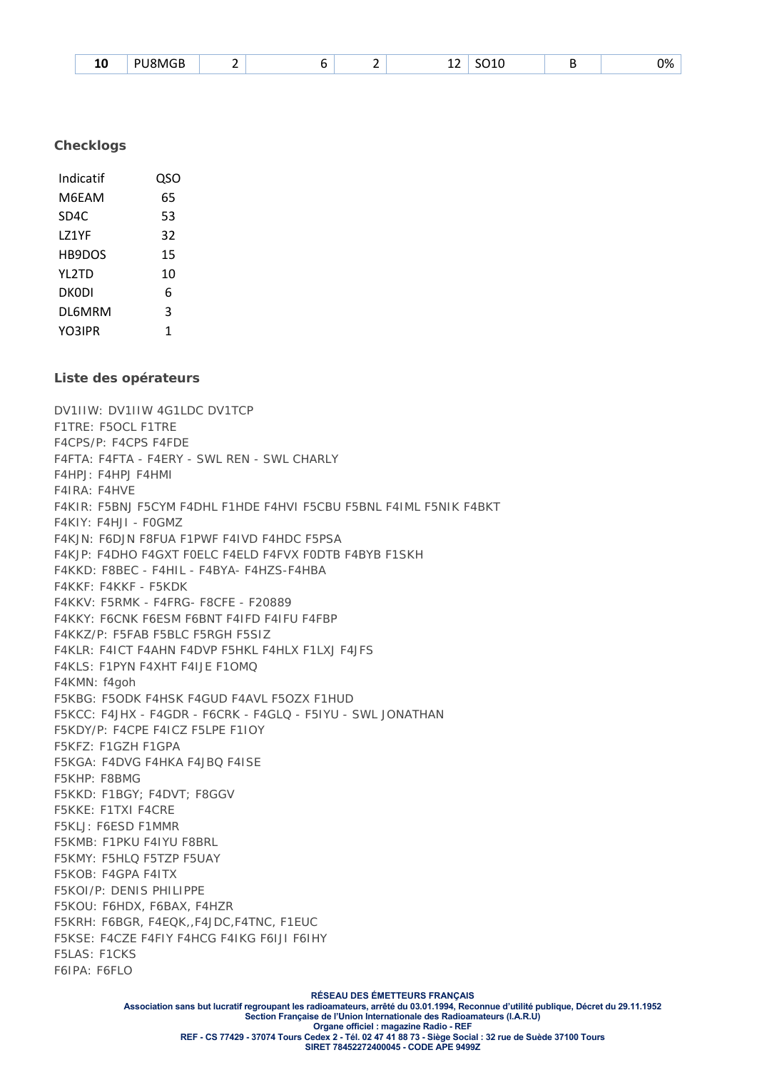| 10 | PU8MGB | 2 | 6 | 2 | 12 | SO10 | B | 0% |
|---|---|---|---|---|---|---|---|---|

### Checklogs

| Indicatif | QSO |
|---|---|
| M6EAM | 65 |
| SD4C | 53 |
| LZ1YF | 32 |
| HB9DOS | 15 |
| YL2TD | 10 |
| DK0DI | 6 |
| DL6MRM | 3 |
| YO3IPR | 1 |

### Liste des opérateurs

DV1IIW: DV1IIW 4G1LDC DV1TCP
F1TRE: F5OCL F1TRE
F4CPS/P: F4CPS F4FDE
F4FTA: F4FTA - F4ERY - SWL REN - SWL CHARLY
F4HPJ: F4HPJ F4HMI
F4IRA: F4HVE
F4KIR: F5BNJ F5CYM F4DHL F1HDE F4HVI F5CBU F5BNL F4IML F5NIK F4BKT
F4KIY: F4HJI - F0GMZ
F4KJN: F6DJN F8FUA F1PWF F4IVD F4HDC F5PSA
F4KJP: F4DHO F4GXT F0ELC F4ELD F4FVX F0DTB F4BYB F1SKH
F4KKD: F8BEC - F4HIL - F4BYA- F4HZS-F4HBA
F4KKF: F4KKF - F5KDK
F4KKV: F5RMK - F4FRG- F8CFE - F20889
F4KKY: F6CNK F6ESM F6BNT F4IFD F4IFU F4FBP
F4KKZ/P: F5FAB F5BLC F5RGH F5SIZ
F4KLR: F4ICT F4AHN F4DVP F5HKL F4HLX F1LXJ F4JFS
F4KLS: F1PYN F4XHT F4IJE F1OMQ
F4KMN: f4goh
F5KBG: F5ODK F4HSK F4GUD F4AVL F5OZX F1HUD
F5KCC: F4JHX - F4GDR - F6CRK - F4GLQ - F5IYU - SWL JONATHAN
F5KDY/P: F4CPE F4ICZ F5LPE F1IOY
F5KFZ: F1GZH F1GPA
F5KGA: F4DVG F4HKA F4JBQ F4ISE
F5KHP: F8BMG
F5KKD: F1BGY; F4DVT; F8GGV
F5KKE: F1TXI F4CRE
F5KLJ: F6ESD F1MMR
F5KMB: F1PKU F4IYU F8BRL
F5KMY: F5HLQ F5TZP F5UAY
F5KOB: F4GPA F4ITX
F5KOI/P: DENIS PHILIPPE
F5KOU: F6HDX, F6BAX, F4HZR
F5KRH: F6BGR, F4EQK,,F4JDC,F4TNC, F1EUC
F5KSE: F4CZE F4FIY F4HCG F4IKG F6IJI F6IHY
F5LAS: F1CKS
F6IPA: F6FLO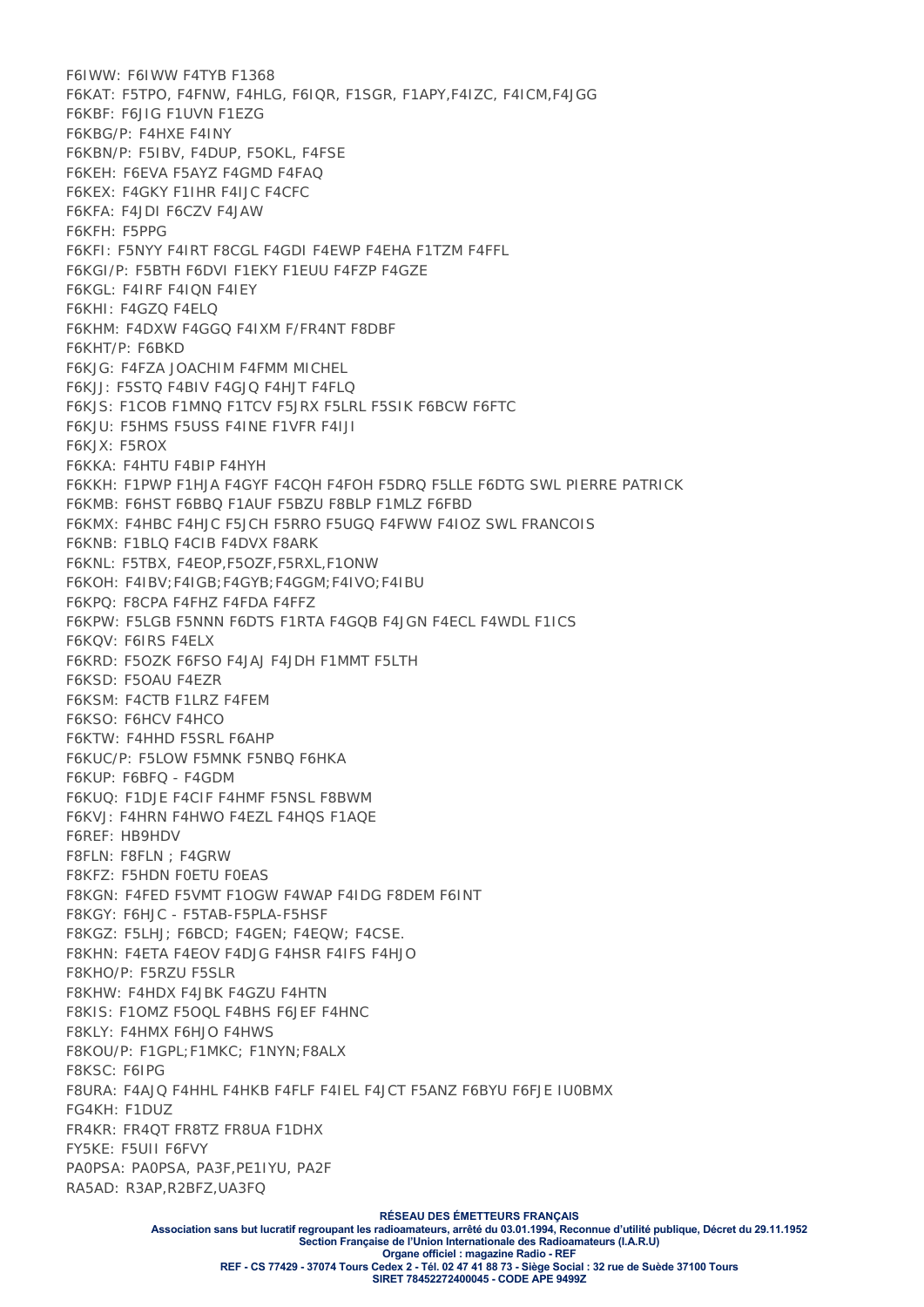F6IWW: F6IWW F4TYB F1368
F6KAT: F5TPO, F4FNW, F4HLG, F6IQR, F1SGR, F1APY,F4IZC, F4ICM,F4JGG
F6KBF: F6JIG F1UVN F1EZG
F6KBG/P: F4HXE F4INY
F6KBN/P: F5IBV, F4DUP, F5OKL, F4FSE
F6KEH: F6EVA F5AYZ F4GMD F4FAQ
F6KEX: F4GKY F1IHR F4IJC F4CFC
F6KFA: F4JDI F6CZV F4JAW
F6KFH: F5PPG
F6KFI: F5NYY F4IRT F8CGL F4GDI F4EWP F4EHA F1TZM F4FFL
F6KGI/P: F5BTH F6DVI F1EKY F1EUU F4FZP F4GZE
F6KGL: F4IRF F4IQN F4IEY
F6KHI: F4GZQ F4ELQ
F6KHM: F4DXW F4GGQ F4IXM F/FR4NT F8DBF
F6KHT/P: F6BKD
F6KJG: F4FZA JOACHIM F4FMM MICHEL
F6KJJ: F5STQ F4BIV F4GJQ F4HJT F4FLQ
F6KJS: F1COB F1MNQ F1TCV F5JRX F5LRL F5SIK F6BCW F6FTC
F6KJU: F5HMS F5USS F4INE F1VFR F4IJI
F6KJX: F5ROX
F6KKA: F4HTU F4BIP F4HYH
F6KKH: F1PWP F1HJA F4GYF F4CQH F4FOH F5DRQ F5LLE F6DTG SWL PIERRE PATRICK
F6KMB: F6HST F6BBQ F1AUF F5BZU F8BLP F1MLZ F6FBD
F6KMX: F4HBC F4HJC F5JCH F5RRO F5UGQ F4FWW F4IOZ SWL FRANCOIS
F6KNB: F1BLQ F4CIB F4DVX F8ARK
F6KNL: F5TBX, F4EOP,F5OZF,F5RXL,F1ONW
F6KOH: F4IBV;F4IGB;F4GYB;F4GGM;F4IVO;F4IBU
F6KPQ: F8CPA F4FHZ F4FDA F4FFZ
F6KPW: F5LGB F5NNN F6DTS F1RTA F4GQB F4JGN F4ECL F4WDL F1ICS
F6KQV: F6IRS F4ELX
F6KRD: F5OZK F6FSO F4JAJ F4JDH F1MMT F5LTH
F6KSD: F5OAU F4EZR
F6KSM: F4CTB F1LRZ F4FEM
F6KSO: F6HCV F4HCO
F6KTW: F4HHD F5SRL F6AHP
F6KUC/P: F5LOW F5MNK F5NBQ F6HKA
F6KUP: F6BFQ - F4GDM
F6KUQ: F1DJE F4CIF F4HMF F5NSL F8BWM
F6KVJ: F4HRN F4HWO F4EZL F4HQS F1AQE
F6REF: HB9HDV
F8FLN: F8FLN ; F4GRW
F8KFZ: F5HDN F0ETU F0EAS
F8KGN: F4FED F5VMT F1OGW F4WAP F4IDG F8DEM F6INT
F8KGY: F6HJC - F5TAB-F5PLA-F5HSF
F8KGZ: F5LHJ; F6BCD; F4GEN; F4EQW; F4CSE.
F8KHN: F4ETA F4EOV F4DJG F4HSR F4IFS F4HJO
F8KHO/P: F5RZU F5SLR
F8KHW: F4HDX F4JBK F4GZU F4HTN
F8KIS: F1OMZ F5OQL F4BHS F6JEF F4HNC
F8KLY: F4HMX F6HJO F4HWS
F8KOU/P: F1GPL;F1MKC; F1NYN;F8ALX
F8KSC: F6IPG
F8URA: F4AJQ F4HHL F4HKB F4FLF F4IEL F4JCT F5ANZ F6BYU F6FJE IU0BMX
FG4KH: F1DUZ
FR4KR: FR4QT FR8TZ FR8UA F1DHX
FY5KE: F5UII F6FVY
PA0PSA: PA0PSA, PA3F,PE1IYU, PA2F
RA5AD: R3AP,R2BFZ,UA3FQ

**RÉSEAU DES ÉMETTEURS FRANÇAIS**
**Association sans but lucratif regroupant les radioamateurs, arrêté du 03.01.1994, Reconnue d'utilité publique, Décret du 29.11.1952**
**Section Française de l'Union Internationale des Radioamateurs (I.A.R.U)**
**Organe officiel : magazine Radio - REF**
**REF - CS 77429 - 37074 Tours Cedex 2 - Tél. 02 47 41 88 73 - Siège Social : 32 rue de Suède 37100 Tours**
**SIRET 78452272400045 - CODE APE 9499Z**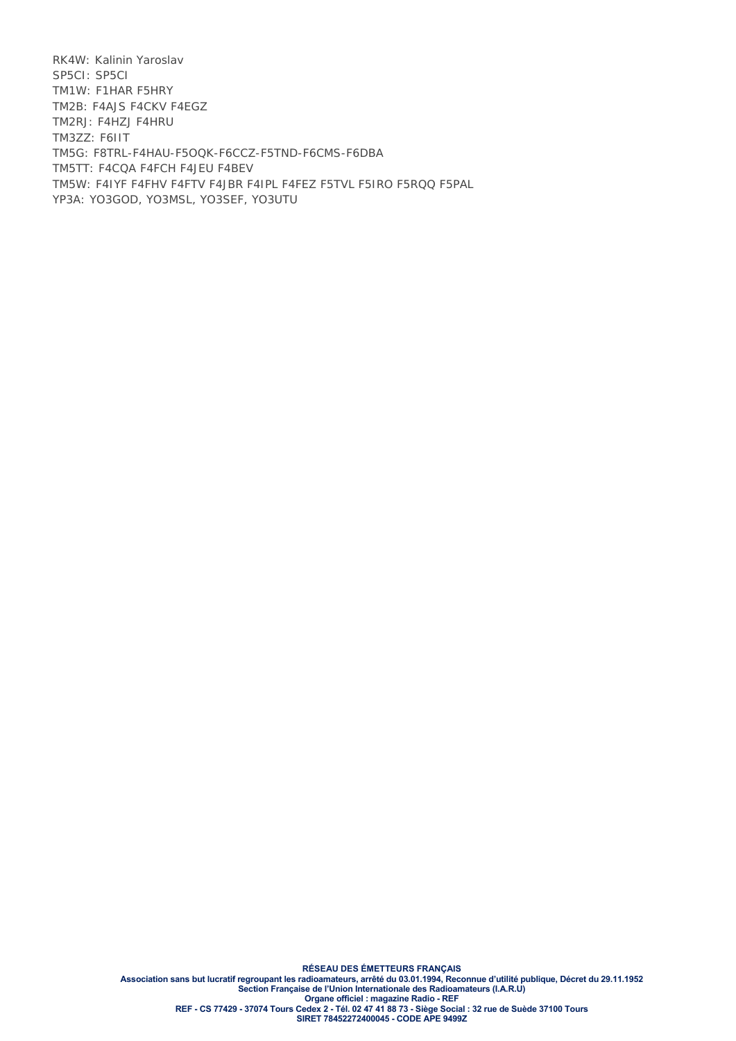RK4W: Kalinin Yaroslav
SP5CI: SP5CI
TM1W: F1HAR F5HRY
TM2B: F4AJS F4CKV F4EGZ
TM2RJ: F4HZJ F4HRU
TM3ZZ: F6IIT
TM5G: F8TRL-F4HAU-F5OQK-F6CCZ-F5TND-F6CMS-F6DBA
TM5TT: F4CQA F4FCH F4JEU F4BEV
TM5W: F4IYF F4FHV F4FTV F4JBR F4IPL F4FEZ F5TVL F5IRO F5RQQ F5PAL
YP3A: YO3GOD, YO3MSL, YO3SEF, YO3UTU